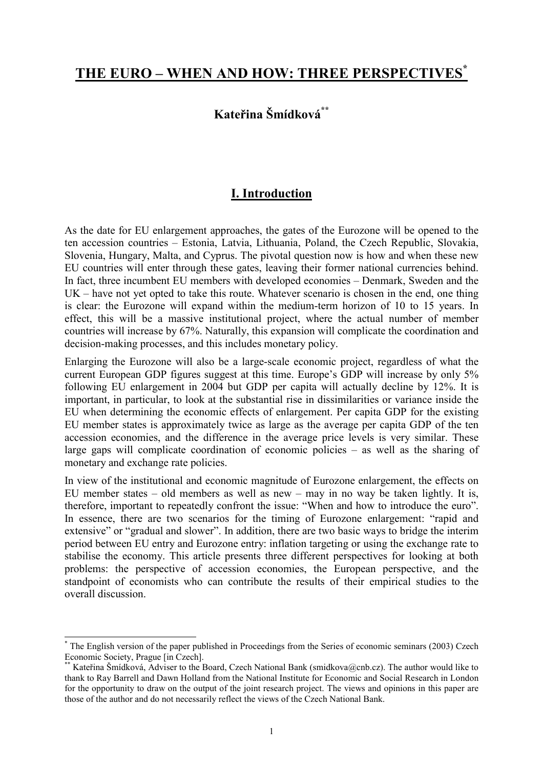# THE EURO – WHEN AND HOW: THREE PERSPECTIVES[*]

**Kateřina Šmídková[**]**

## I. Introduction

As the date for EU enlargement approaches, the gates of the Eurozone will be opened to the ten accession countries – Estonia, Latvia, Lithuania, Poland, the Czech Republic, Slovakia, Slovenia, Hungary, Malta, and Cyprus. The pivotal question now is how and when these new EU countries will enter through these gates, leaving their former national currencies behind. In fact, three incumbent EU members with developed economies – Denmark, Sweden and the UK – have not yet opted to take this route. Whatever scenario is chosen in the end, one thing is clear: the Eurozone will expand within the medium-term horizon of 10 to 15 years. In effect, this will be a massive institutional project, where the actual number of member countries will increase by 67%. Naturally, this expansion will complicate the coordination and decision-making processes, and this includes monetary policy.

Enlarging the Eurozone will also be a large-scale economic project, regardless of what the current European GDP figures suggest at this time. Europe's GDP will increase by only 5% following EU enlargement in 2004 but GDP per capita will actually decline by 12%. It is important, in particular, to look at the substantial rise in dissimilarities or variance inside the EU when determining the economic effects of enlargement. Per capita GDP for the existing EU member states is approximately twice as large as the average per capita GDP of the ten accession economies, and the difference in the average price levels is very similar. These large gaps will complicate coordination of economic policies – as well as the sharing of monetary and exchange rate policies.

In view of the institutional and economic magnitude of Eurozone enlargement, the effects on EU member states – old members as well as new – may in no way be taken lightly. It is, therefore, important to repeatedly confront the issue: "When and how to introduce the euro". In essence, there are two scenarios for the timing of Eurozone enlargement: "rapid and extensive" or "gradual and slower". In addition, there are two basic ways to bridge the interim period between EU entry and Eurozone entry: inflation targeting or using the exchange rate to stabilise the economy. This article presents three different perspectives for looking at both problems: the perspective of accession economies, the European perspective, and the standpoint of economists who can contribute the results of their empirical studies to the overall discussion.

---

[*] The English version of the paper published in Proceedings from the Series of economic seminars (2003) Czech Economic Society, Prague [in Czech].

[**] Kateřina Šmídková, Adviser to the Board, Czech National Bank (smidkova@cnb.cz). The author would like to thank to Ray Barrell and Dawn Holland from the National Institute for Economic and Social Research in London for the opportunity to draw on the output of the joint research project. The views and opinions in this paper are those of the author and do not necessarily reflect the views of the Czech National Bank.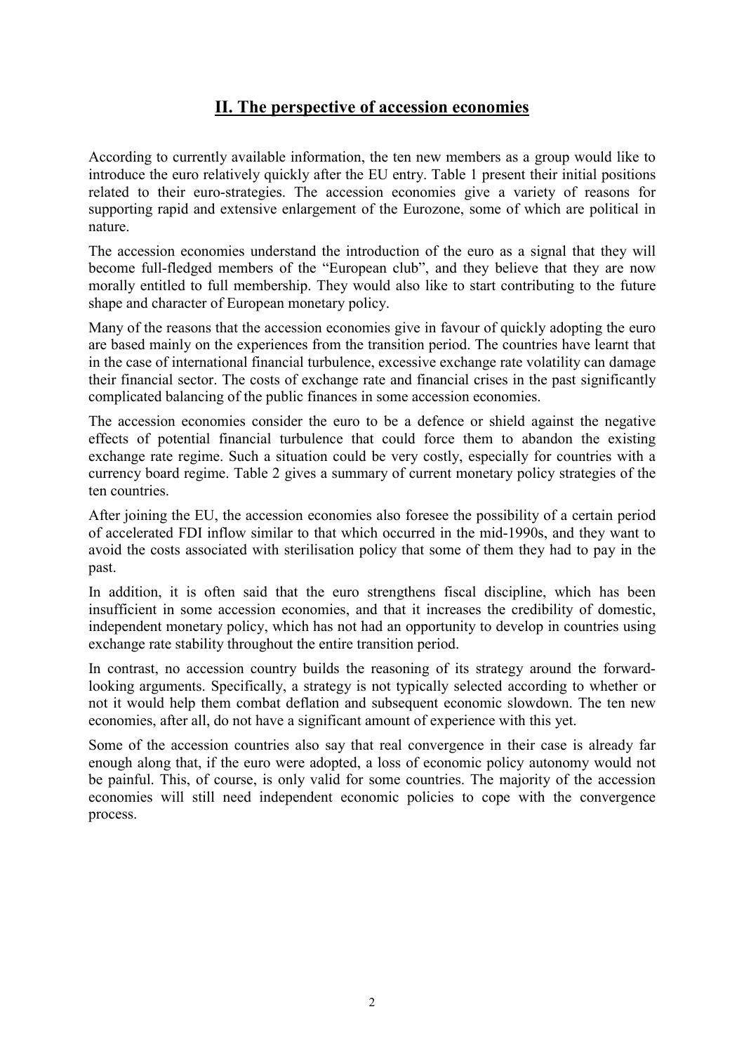## II. The perspective of accession economies

According to currently available information, the ten new members as a group would like to introduce the euro relatively quickly after the EU entry. Table 1 present their initial positions related to their euro-strategies. The accession economies give a variety of reasons for supporting rapid and extensive enlargement of the Eurozone, some of which are political in nature.

The accession economies understand the introduction of the euro as a signal that they will become full-fledged members of the "European club", and they believe that they are now morally entitled to full membership. They would also like to start contributing to the future shape and character of European monetary policy.

Many of the reasons that the accession economies give in favour of quickly adopting the euro are based mainly on the experiences from the transition period. The countries have learnt that in the case of international financial turbulence, excessive exchange rate volatility can damage their financial sector. The costs of exchange rate and financial crises in the past significantly complicated balancing of the public finances in some accession economies.

The accession economies consider the euro to be a defence or shield against the negative effects of potential financial turbulence that could force them to abandon the existing exchange rate regime. Such a situation could be very costly, especially for countries with a currency board regime. Table 2 gives a summary of current monetary policy strategies of the ten countries.

After joining the EU, the accession economies also foresee the possibility of a certain period of accelerated FDI inflow similar to that which occurred in the mid-1990s, and they want to avoid the costs associated with sterilisation policy that some of them they had to pay in the past.

In addition, it is often said that the euro strengthens fiscal discipline, which has been insufficient in some accession economies, and that it increases the credibility of domestic, independent monetary policy, which has not had an opportunity to develop in countries using exchange rate stability throughout the entire transition period.

In contrast, no accession country builds the reasoning of its strategy around the forward-looking arguments. Specifically, a strategy is not typically selected according to whether or not it would help them combat deflation and subsequent economic slowdown. The ten new economies, after all, do not have a significant amount of experience with this yet.

Some of the accession countries also say that real convergence in their case is already far enough along that, if the euro were adopted, a loss of economic policy autonomy would not be painful. This, of course, is only valid for some countries. The majority of the accession economies will still need independent economic policies to cope with the convergence process.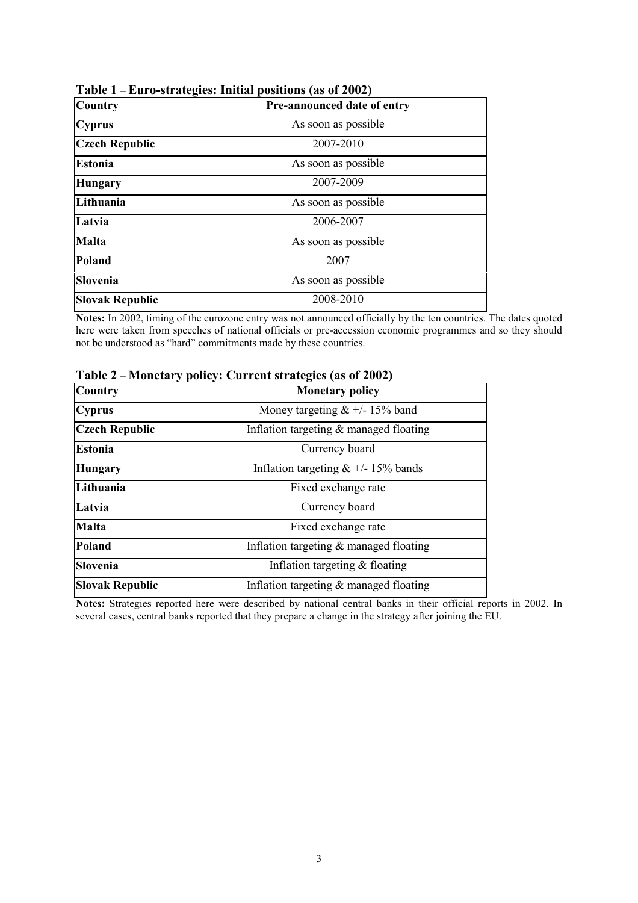**Table 1 – Euro-strategies: Initial positions (as of 2002)**

| Country | Pre-announced date of entry |
|---|---|
| Cyprus | As soon as possible |
| Czech Republic | 2007-2010 |
| Estonia | As soon as possible |
| Hungary | 2007-2009 |
| Lithuania | As soon as possible |
| Latvia | 2006-2007 |
| Malta | As soon as possible |
| Poland | 2007 |
| Slovenia | As soon as possible |
| Slovak Republic | 2008-2010 |

**Notes:** In 2002, timing of the eurozone entry was not announced officially by the ten countries. The dates quoted here were taken from speeches of national officials or pre-accession economic programmes and so they should not be understood as "hard" commitments made by these countries.

**Table 2 – Monetary policy: Current strategies (as of 2002)**

| Country | Monetary policy |
|---|---|
| Cyprus | Money targeting & +/- 15% band |
| Czech Republic | Inflation targeting & managed floating |
| Estonia | Currency board |
| Hungary | Inflation targeting & +/- 15% bands |
| Lithuania | Fixed exchange rate |
| Latvia | Currency board |
| Malta | Fixed exchange rate |
| Poland | Inflation targeting & managed floating |
| Slovenia | Inflation targeting & floating |
| Slovak Republic | Inflation targeting & managed floating |

**Notes:** Strategies reported here were described by national central banks in their official reports in 2002. In several cases, central banks reported that they prepare a change in the strategy after joining the EU.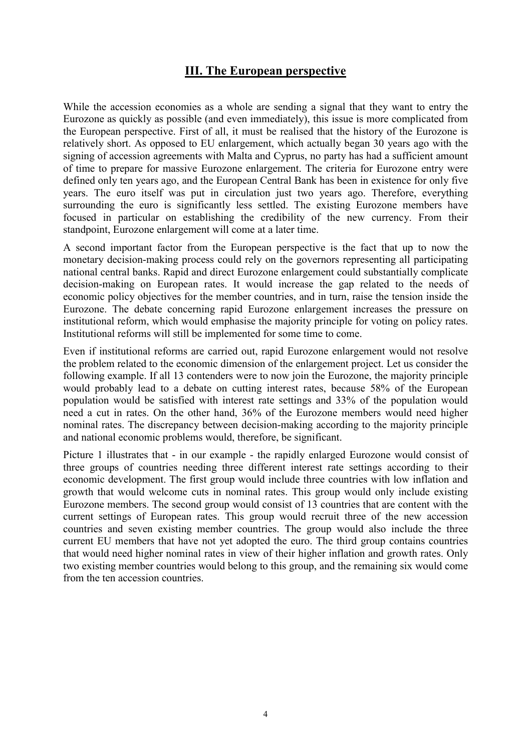## III. The European perspective

While the accession economies as a whole are sending a signal that they want to entry the Eurozone as quickly as possible (and even immediately), this issue is more complicated from the European perspective. First of all, it must be realised that the history of the Eurozone is relatively short. As opposed to EU enlargement, which actually began 30 years ago with the signing of accession agreements with Malta and Cyprus, no party has had a sufficient amount of time to prepare for massive Eurozone enlargement. The criteria for Eurozone entry were defined only ten years ago, and the European Central Bank has been in existence for only five years. The euro itself was put in circulation just two years ago. Therefore, everything surrounding the euro is significantly less settled. The existing Eurozone members have focused in particular on establishing the credibility of the new currency. From their standpoint, Eurozone enlargement will come at a later time.

A second important factor from the European perspective is the fact that up to now the monetary decision-making process could rely on the governors representing all participating national central banks. Rapid and direct Eurozone enlargement could substantially complicate decision-making on European rates. It would increase the gap related to the needs of economic policy objectives for the member countries, and in turn, raise the tension inside the Eurozone. The debate concerning rapid Eurozone enlargement increases the pressure on institutional reform, which would emphasise the majority principle for voting on policy rates. Institutional reforms will still be implemented for some time to come.

Even if institutional reforms are carried out, rapid Eurozone enlargement would not resolve the problem related to the economic dimension of the enlargement project. Let us consider the following example. If all 13 contenders were to now join the Eurozone, the majority principle would probably lead to a debate on cutting interest rates, because 58% of the European population would be satisfied with interest rate settings and 33% of the population would need a cut in rates. On the other hand, 36% of the Eurozone members would need higher nominal rates. The discrepancy between decision-making according to the majority principle and national economic problems would, therefore, be significant.

Picture 1 illustrates that - in our example - the rapidly enlarged Eurozone would consist of three groups of countries needing three different interest rate settings according to their economic development. The first group would include three countries with low inflation and growth that would welcome cuts in nominal rates. This group would only include existing Eurozone members. The second group would consist of 13 countries that are content with the current settings of European rates. This group would recruit three of the new accession countries and seven existing member countries. The group would also include the three current EU members that have not yet adopted the euro. The third group contains countries that would need higher nominal rates in view of their higher inflation and growth rates. Only two existing member countries would belong to this group, and the remaining six would come from the ten accession countries.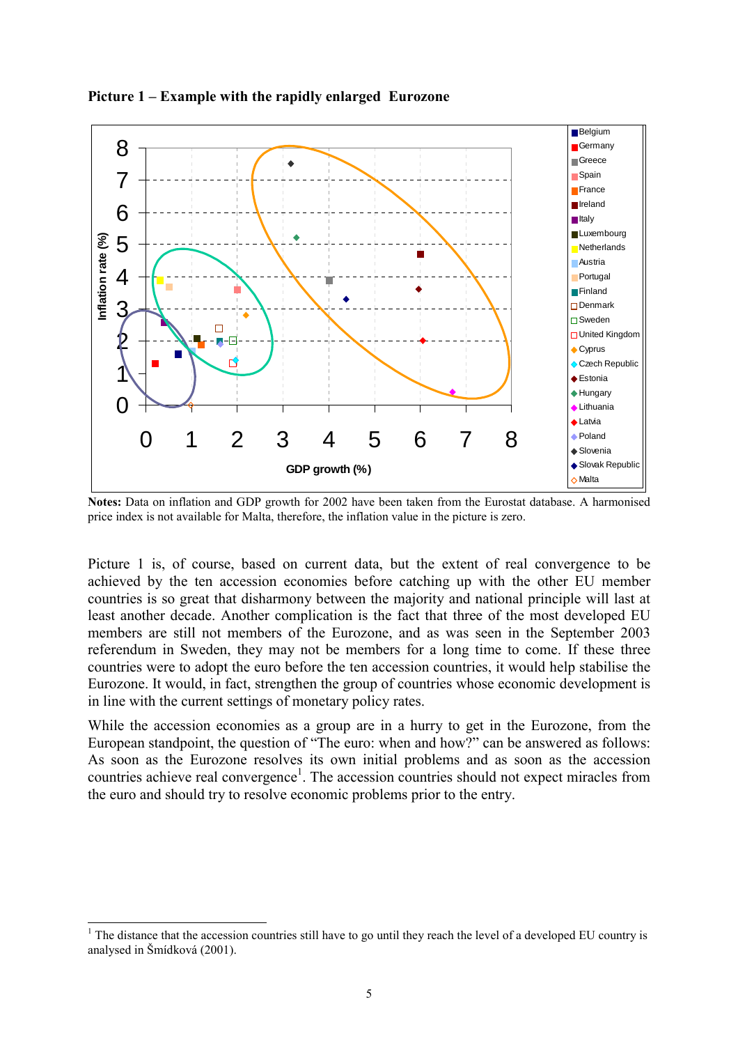**Picture 1 – Example with the rapidly enlarged  Eurozone**

**Notes:** Data on inflation and GDP growth for 2002 have been taken from the Eurostat database. A harmonised price index is not available for Malta, therefore, the inflation value in the picture is zero.

Picture 1 is, of course, based on current data, but the extent of real convergence to be achieved by the ten accession economies before catching up with the other EU member countries is so great that disharmony between the majority and national principle will last at least another decade. Another complication is the fact that three of the most developed EU members are still not members of the Eurozone, and as was seen in the September 2003 referendum in Sweden, they may not be members for a long time to come. If these three countries were to adopt the euro before the ten accession countries, it would help stabilise the Eurozone. It would, in fact, strengthen the group of countries whose economic development is in line with the current settings of monetary policy rates.

While the accession economies as a group are in a hurry to get in the Eurozone, from the European standpoint, the question of "The euro: when and how?" can be answered as follows: As soon as the Eurozone resolves its own initial problems and as soon as the accession countries achieve real convergence[1]. The accession countries should not expect miracles from the euro and should try to resolve economic problems prior to the entry.

[1] The distance that the accession countries still have to go until they reach the level of a developed EU country is analysed in Šmídková (2001).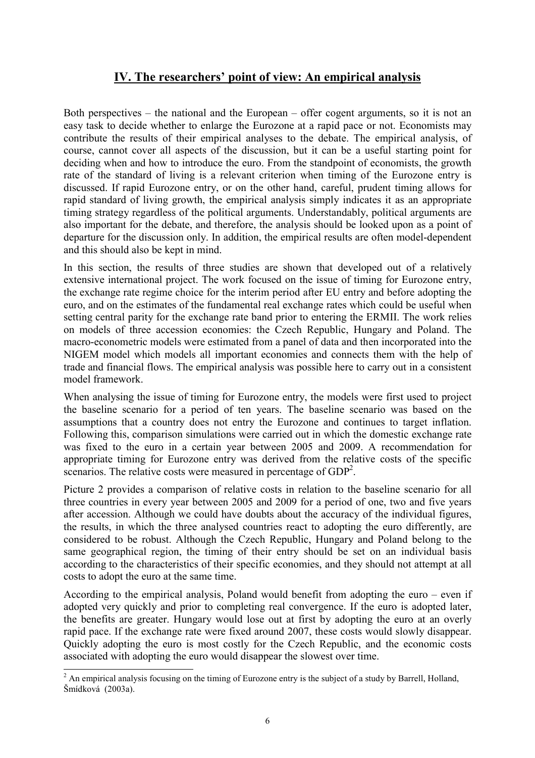## IV. The researchers' point of view: An empirical analysis

Both perspectives – the national and the European – offer cogent arguments, so it is not an easy task to decide whether to enlarge the Eurozone at a rapid pace or not. Economists may contribute the results of their empirical analyses to the debate. The empirical analysis, of course, cannot cover all aspects of the discussion, but it can be a useful starting point for deciding when and how to introduce the euro. From the standpoint of economists, the growth rate of the standard of living is a relevant criterion when timing of the Eurozone entry is discussed. If rapid Eurozone entry, or on the other hand, careful, prudent timing allows for rapid standard of living growth, the empirical analysis simply indicates it as an appropriate timing strategy regardless of the political arguments. Understandably, political arguments are also important for the debate, and therefore, the analysis should be looked upon as a point of departure for the discussion only. In addition, the empirical results are often model-dependent and this should also be kept in mind.

In this section, the results of three studies are shown that developed out of a relatively extensive international project. The work focused on the issue of timing for Eurozone entry, the exchange rate regime choice for the interim period after EU entry and before adopting the euro, and on the estimates of the fundamental real exchange rates which could be useful when setting central parity for the exchange rate band prior to entering the ERMII. The work relies on models of three accession economies: the Czech Republic, Hungary and Poland. The macro-econometric models were estimated from a panel of data and then incorporated into the NIGEM model which models all important economies and connects them with the help of trade and financial flows. The empirical analysis was possible here to carry out in a consistent model framework.

When analysing the issue of timing for Eurozone entry, the models were first used to project the baseline scenario for a period of ten years. The baseline scenario was based on the assumptions that a country does not entry the Eurozone and continues to target inflation. Following this, comparison simulations were carried out in which the domestic exchange rate was fixed to the euro in a certain year between 2005 and 2009. A recommendation for appropriate timing for Eurozone entry was derived from the relative costs of the specific scenarios. The relative costs were measured in percentage of GDP[2].

Picture 2 provides a comparison of relative costs in relation to the baseline scenario for all three countries in every year between 2005 and 2009 for a period of one, two and five years after accession. Although we could have doubts about the accuracy of the individual figures, the results, in which the three analysed countries react to adopting the euro differently, are considered to be robust. Although the Czech Republic, Hungary and Poland belong to the same geographical region, the timing of their entry should be set on an individual basis according to the characteristics of their specific economies, and they should not attempt at all costs to adopt the euro at the same time.

According to the empirical analysis, Poland would benefit from adopting the euro – even if adopted very quickly and prior to completing real convergence. If the euro is adopted later, the benefits are greater. Hungary would lose out at first by adopting the euro at an overly rapid pace. If the exchange rate were fixed around 2007, these costs would slowly disappear. Quickly adopting the euro is most costly for the Czech Republic, and the economic costs associated with adopting the euro would disappear the slowest over time.

[2] An empirical analysis focusing on the timing of Eurozone entry is the subject of a study by Barrell, Holland, Šmídková (2003a).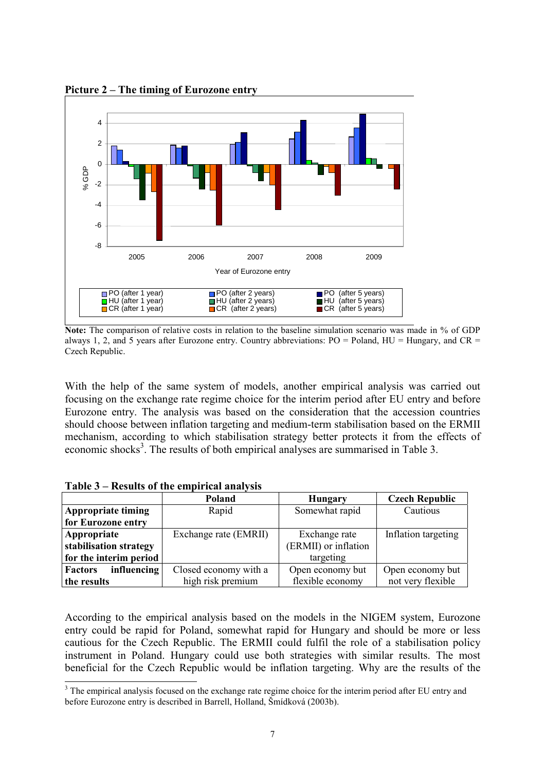**Picture 2 – The timing of Eurozone entry**

**Note:** The comparison of relative costs in relation to the baseline simulation scenario was made in % of GDP always 1, 2, and 5 years after Eurozone entry. Country abbreviations: PO = Poland, HU = Hungary, and CR = Czech Republic.

With the help of the same system of models, another empirical analysis was carried out focusing on the exchange rate regime choice for the interim period after EU entry and before Eurozone entry. The analysis was based on the consideration that the accession countries should choose between inflation targeting and medium-term stabilisation based on the ERMII mechanism, according to which stabilisation strategy better protects it from the effects of economic shocks[3]. The results of both empirical analyses are summarised in Table 3.

**Table 3 – Results of the empirical analysis**

| | Poland | Hungary | Czech Republic |
|---|---|---|---|
| **Appropriate timing for Eurozone entry** | Rapid | Somewhat rapid | Cautious |
| **Appropriate stabilisation strategy for the interim period** | Exchange rate (EMRII) | Exchange rate (ERMII) or inflation targeting | Inflation targeting |
| **Factors influencing the results** | Closed economy with a high risk premium | Open economy but flexible economy | Open economy but not very flexible |

According to the empirical analysis based on the models in the NIGEM system, Eurozone entry could be rapid for Poland, somewhat rapid for Hungary and should be more or less cautious for the Czech Republic. The ERMII could fulfil the role of a stabilisation policy instrument in Poland. Hungary could use both strategies with similar results. The most beneficial for the Czech Republic would be inflation targeting. Why are the results of the

[3] The empirical analysis focused on the exchange rate regime choice for the interim period after EU entry and before Eurozone entry is described in Barrell, Holland, Šmídková (2003b).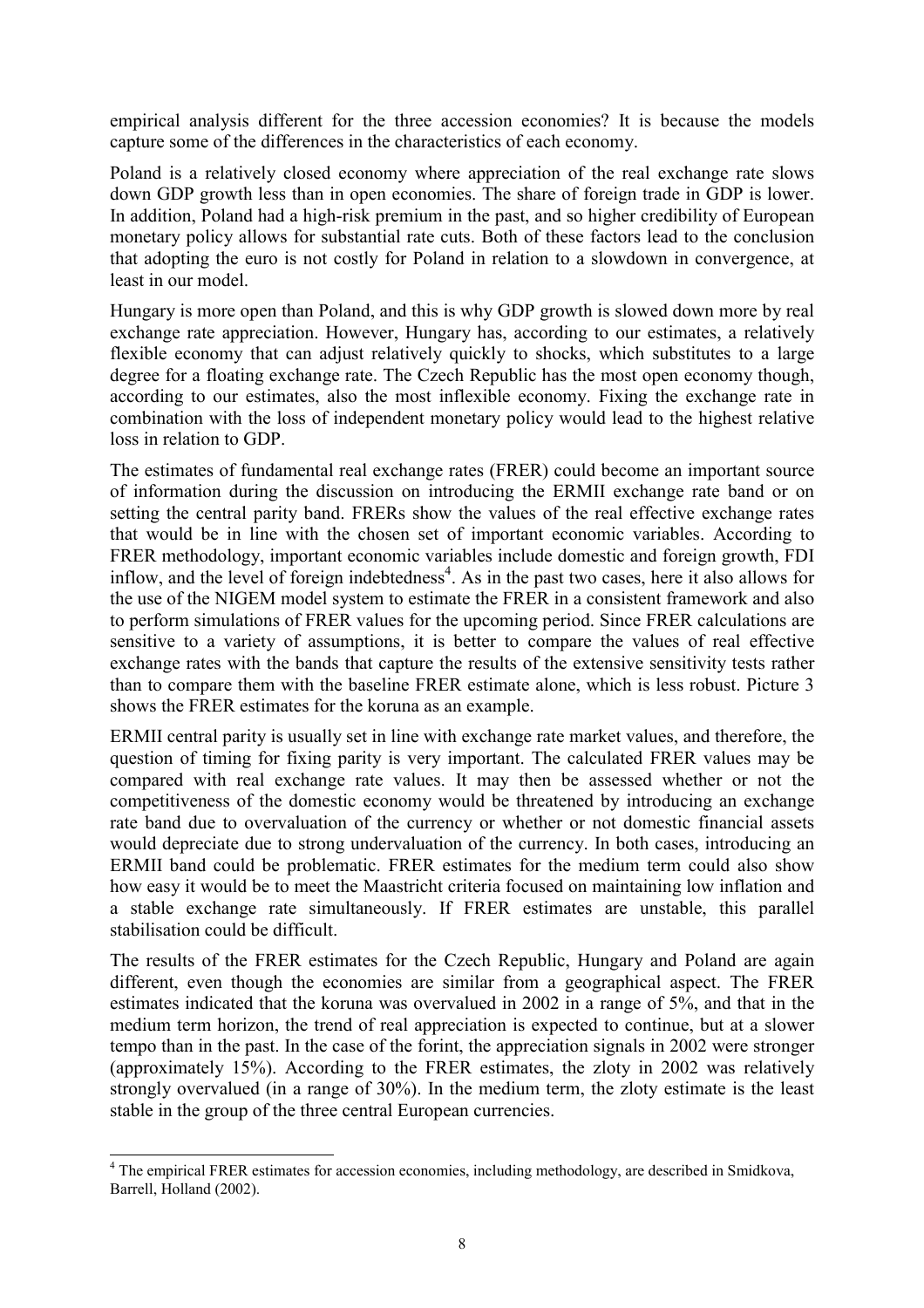empirical analysis different for the three accession economies? It is because the models capture some of the differences in the characteristics of each economy.

Poland is a relatively closed economy where appreciation of the real exchange rate slows down GDP growth less than in open economies. The share of foreign trade in GDP is lower. In addition, Poland had a high-risk premium in the past, and so higher credibility of European monetary policy allows for substantial rate cuts. Both of these factors lead to the conclusion that adopting the euro is not costly for Poland in relation to a slowdown in convergence, at least in our model.

Hungary is more open than Poland, and this is why GDP growth is slowed down more by real exchange rate appreciation. However, Hungary has, according to our estimates, a relatively flexible economy that can adjust relatively quickly to shocks, which substitutes to a large degree for a floating exchange rate. The Czech Republic has the most open economy though, according to our estimates, also the most inflexible economy. Fixing the exchange rate in combination with the loss of independent monetary policy would lead to the highest relative loss in relation to GDP.

The estimates of fundamental real exchange rates (FRER) could become an important source of information during the discussion on introducing the ERMII exchange rate band or on setting the central parity band. FRERs show the values of the real effective exchange rates that would be in line with the chosen set of important economic variables. According to FRER methodology, important economic variables include domestic and foreign growth, FDI inflow, and the level of foreign indebtedness[4]. As in the past two cases, here it also allows for the use of the NIGEM model system to estimate the FRER in a consistent framework and also to perform simulations of FRER values for the upcoming period. Since FRER calculations are sensitive to a variety of assumptions, it is better to compare the values of real effective exchange rates with the bands that capture the results of the extensive sensitivity tests rather than to compare them with the baseline FRER estimate alone, which is less robust. Picture 3 shows the FRER estimates for the koruna as an example.

ERMII central parity is usually set in line with exchange rate market values, and therefore, the question of timing for fixing parity is very important. The calculated FRER values may be compared with real exchange rate values. It may then be assessed whether or not the competitiveness of the domestic economy would be threatened by introducing an exchange rate band due to overvaluation of the currency or whether or not domestic financial assets would depreciate due to strong undervaluation of the currency. In both cases, introducing an ERMII band could be problematic. FRER estimates for the medium term could also show how easy it would be to meet the Maastricht criteria focused on maintaining low inflation and a stable exchange rate simultaneously. If FRER estimates are unstable, this parallel stabilisation could be difficult.

The results of the FRER estimates for the Czech Republic, Hungary and Poland are again different, even though the economies are similar from a geographical aspect. The FRER estimates indicated that the koruna was overvalued in 2002 in a range of 5%, and that in the medium term horizon, the trend of real appreciation is expected to continue, but at a slower tempo than in the past. In the case of the forint, the appreciation signals in 2002 were stronger (approximately 15%). According to the FRER estimates, the zloty in 2002 was relatively strongly overvalued (in a range of 30%). In the medium term, the zloty estimate is the least stable in the group of the three central European currencies.

---

[4] The empirical FRER estimates for accession economies, including methodology, are described in Smidkova, Barrell, Holland (2002).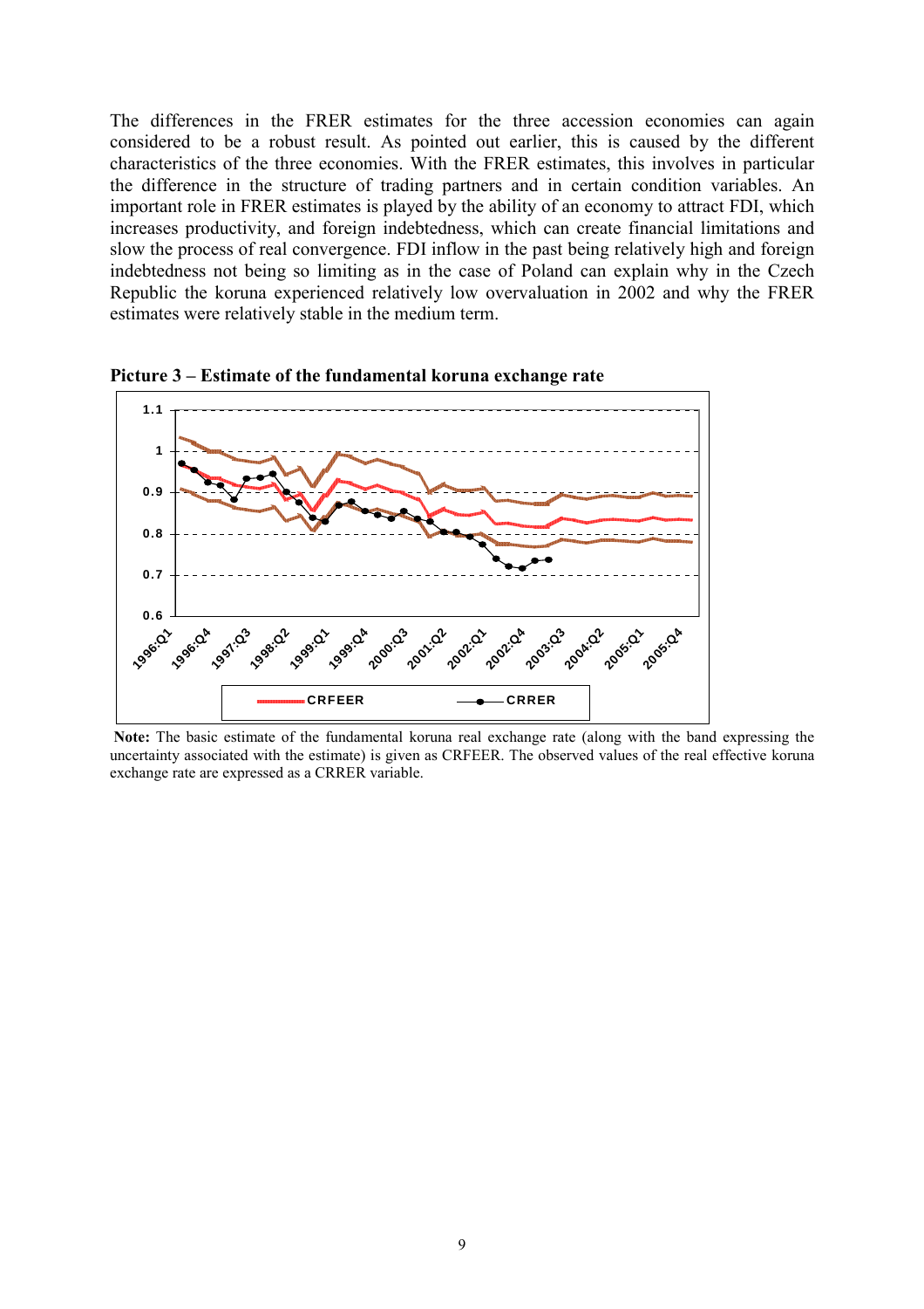The differences in the FRER estimates for the three accession economies can again considered to be a robust result. As pointed out earlier, this is caused by the different characteristics of the three economies. With the FRER estimates, this involves in particular the difference in the structure of trading partners and in certain condition variables. An important role in FRER estimates is played by the ability of an economy to attract FDI, which increases productivity, and foreign indebtedness, which can create financial limitations and slow the process of real convergence. FDI inflow in the past being relatively high and foreign indebtedness not being so limiting as in the case of Poland can explain why in the Czech Republic the koruna experienced relatively low overvaluation in 2002 and why the FRER estimates were relatively stable in the medium term.

**Picture 3 – Estimate of the fundamental koruna exchange rate**

**Note:** The basic estimate of the fundamental koruna real exchange rate (along with the band expressing the uncertainty associated with the estimate) is given as CRFEER. The observed values of the real effective koruna exchange rate are expressed as a CRRER variable.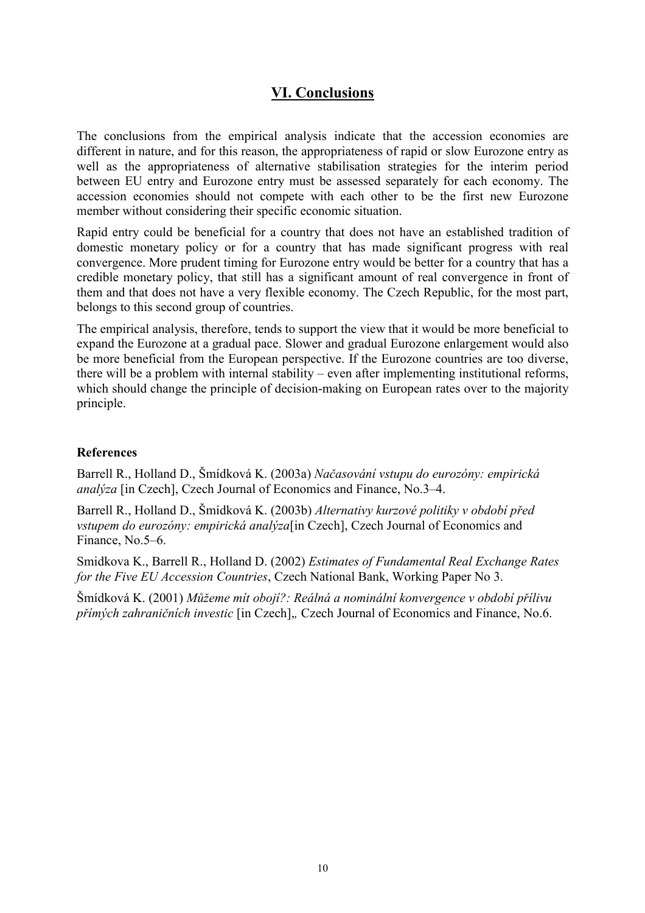## VI. Conclusions

The conclusions from the empirical analysis indicate that the accession economies are different in nature, and for this reason, the appropriateness of rapid or slow Eurozone entry as well as the appropriateness of alternative stabilisation strategies for the interim period between EU entry and Eurozone entry must be assessed separately for each economy. The accession economies should not compete with each other to be the first new Eurozone member without considering their specific economic situation.

Rapid entry could be beneficial for a country that does not have an established tradition of domestic monetary policy or for a country that has made significant progress with real convergence. More prudent timing for Eurozone entry would be better for a country that has a credible monetary policy, that still has a significant amount of real convergence in front of them and that does not have a very flexible economy. The Czech Republic, for the most part, belongs to this second group of countries.

The empirical analysis, therefore, tends to support the view that it would be more beneficial to expand the Eurozone at a gradual pace. Slower and gradual Eurozone enlargement would also be more beneficial from the European perspective. If the Eurozone countries are too diverse, there will be a problem with internal stability – even after implementing institutional reforms, which should change the principle of decision-making on European rates over to the majority principle.

### References

Barrell R., Holland D., Šmídková K. (2003a) *Načasování vstupu do eurozóny: empirická analýza* [in Czech], Czech Journal of Economics and Finance, No.3–4.

Barrell R., Holland D., Šmídková K. (2003b) *Alternativy kurzové politiky v období před vstupem do eurozóny: empirická analýza*[in Czech], Czech Journal of Economics and Finance, No.5–6.

Smidkova K., Barrell R., Holland D. (2002) *Estimates of Fundamental Real Exchange Rates for the Five EU Accession Countries*, Czech National Bank, Working Paper No 3.

Šmídková K. (2001) *Můžeme mít obojí?: Reálná a nominální konvergence v období přílivu přímých zahraničních investic* [in Czech]„ Czech Journal of Economics and Finance, No.6.